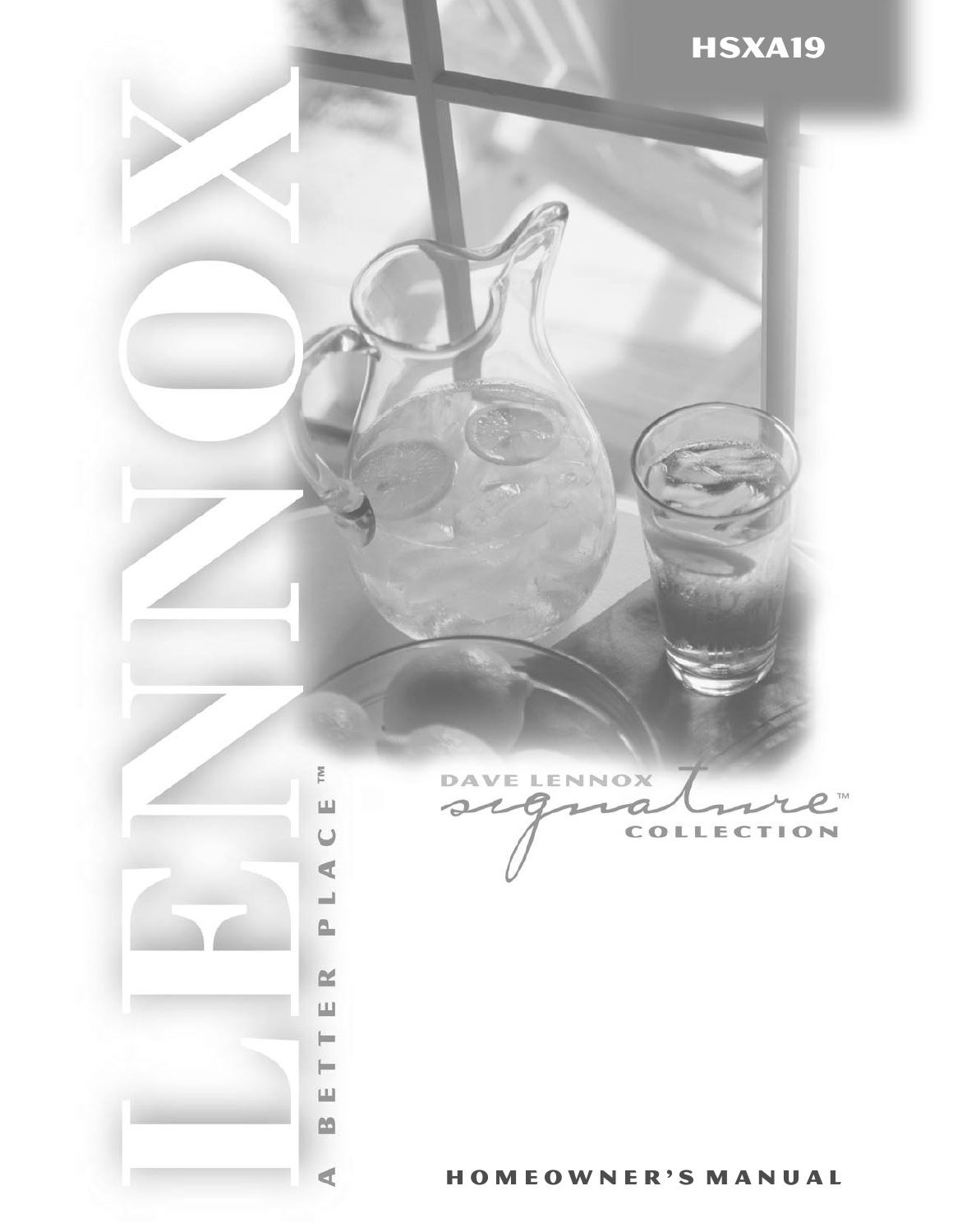# HSXA19

LENNOX

A BETTER PLACE™

DAVE LENNOX signature™ COLLECTION

## HOMEOWNER'S MANUAL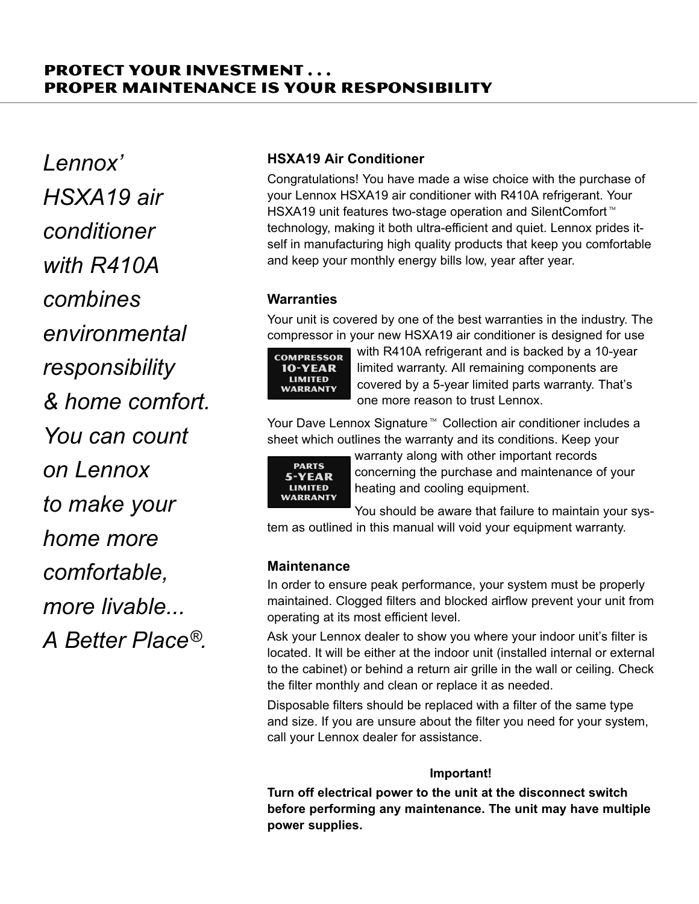## PROTECT YOUR INVESTMENT . . .
## PROPER MAINTENANCE IS YOUR RESPONSIBILITY

*Lennox' HSXA19 air conditioner with R410A combines environmental responsibility & home comfort. You can count on Lennox to make your home more comfortable, more livable... A Better Place®.*

### HSXA19 Air Conditioner

Congratulations! You have made a wise choice with the purchase of your Lennox HSXA19 air conditioner with R410A refrigerant. Your HSXA19 unit features two-stage operation and SilentComfort™ technology, making it both ultra-efficient and quiet. Lennox prides itself in manufacturing high quality products that keep you comfortable and keep your monthly energy bills low, year after year.

### Warranties

Your unit is covered by one of the best warranties in the industry. The compressor in your new HSXA19 air conditioner is designed for use with R410A refrigerant and is backed by a 10-year limited warranty. All remaining components are covered by a 5-year limited parts warranty. That's one more reason to trust Lennox.

**COMPRESSOR 10-YEAR LIMITED WARRANTY**

Your Dave Lennox Signature™ Collection air conditioner includes a sheet which outlines the warranty and its conditions. Keep your warranty along with other important records concerning the purchase and maintenance of your heating and cooling equipment.

**PARTS 5-YEAR LIMITED WARRANTY**

You should be aware that failure to maintain your system as outlined in this manual will void your equipment warranty.

### Maintenance

In order to ensure peak performance, your system must be properly maintained. Clogged filters and blocked airflow prevent your unit from operating at its most efficient level.

Ask your Lennox dealer to show you where your indoor unit's filter is located. It will be either at the indoor unit (installed internal or external to the cabinet) or behind a return air grille in the wall or ceiling. Check the filter monthly and clean or replace it as needed.

Disposable filters should be replaced with a filter of the same type and size. If you are unsure about the filter you need for your system, call your Lennox dealer for assistance.

**Important!**

**Turn off electrical power to the unit at the disconnect switch before performing any maintenance. The unit may have multiple power supplies.**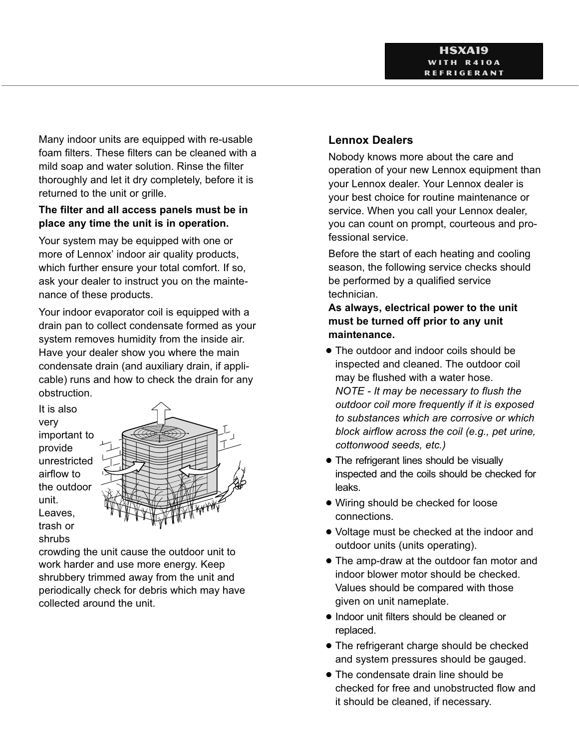Many indoor units are equipped with re-usable foam filters. These filters can be cleaned with a mild soap and water solution. Rinse the filter thoroughly and let it dry completely, before it is returned to the unit or grille.

**The filter and all access panels must be in place any time the unit is in operation.**

Your system may be equipped with one or more of Lennox' indoor air quality products, which further ensure your total comfort. If so, ask your dealer to instruct you on the maintenance of these products.

Your indoor evaporator coil is equipped with a drain pan to collect condensate formed as your system removes humidity from the inside air. Have your dealer show you where the main condensate drain (and auxiliary drain, if applicable) runs and how to check the drain for any obstruction.

It is also very important to provide unrestricted airflow to the outdoor unit. Leaves, trash or shrubs crowding the unit cause the outdoor unit to work harder and use more energy. Keep shrubbery trimmed away from the unit and periodically check for debris which may have collected around the unit.

## Lennox Dealers

Nobody knows more about the care and operation of your new Lennox equipment than your Lennox dealer. Your Lennox dealer is your best choice for routine maintenance or service. When you call your Lennox dealer, you can count on prompt, courteous and professional service.

Before the start of each heating and cooling season, the following service checks should be performed by a qualified service technician.

**As always, electrical power to the unit must be turned off prior to any unit maintenance.**

- The outdoor and indoor coils should be inspected and cleaned. The outdoor coil may be flushed with a water hose.
  *NOTE - It may be necessary to flush the outdoor coil more frequently if it is exposed to substances which are corrosive or which block airflow across the coil (e.g., pet urine, cottonwood seeds, etc.)*
- The refrigerant lines should be visually inspected and the coils should be checked for leaks.
- Wiring should be checked for loose connections.
- Voltage must be checked at the indoor and outdoor units (units operating).
- The amp-draw at the outdoor fan motor and indoor blower motor should be checked. Values should be compared with those given on unit nameplate.
- Indoor unit filters should be cleaned or replaced.
- The refrigerant charge should be checked and system pressures should be gauged.
- The condensate drain line should be checked for free and unobstructed flow and it should be cleaned, if necessary.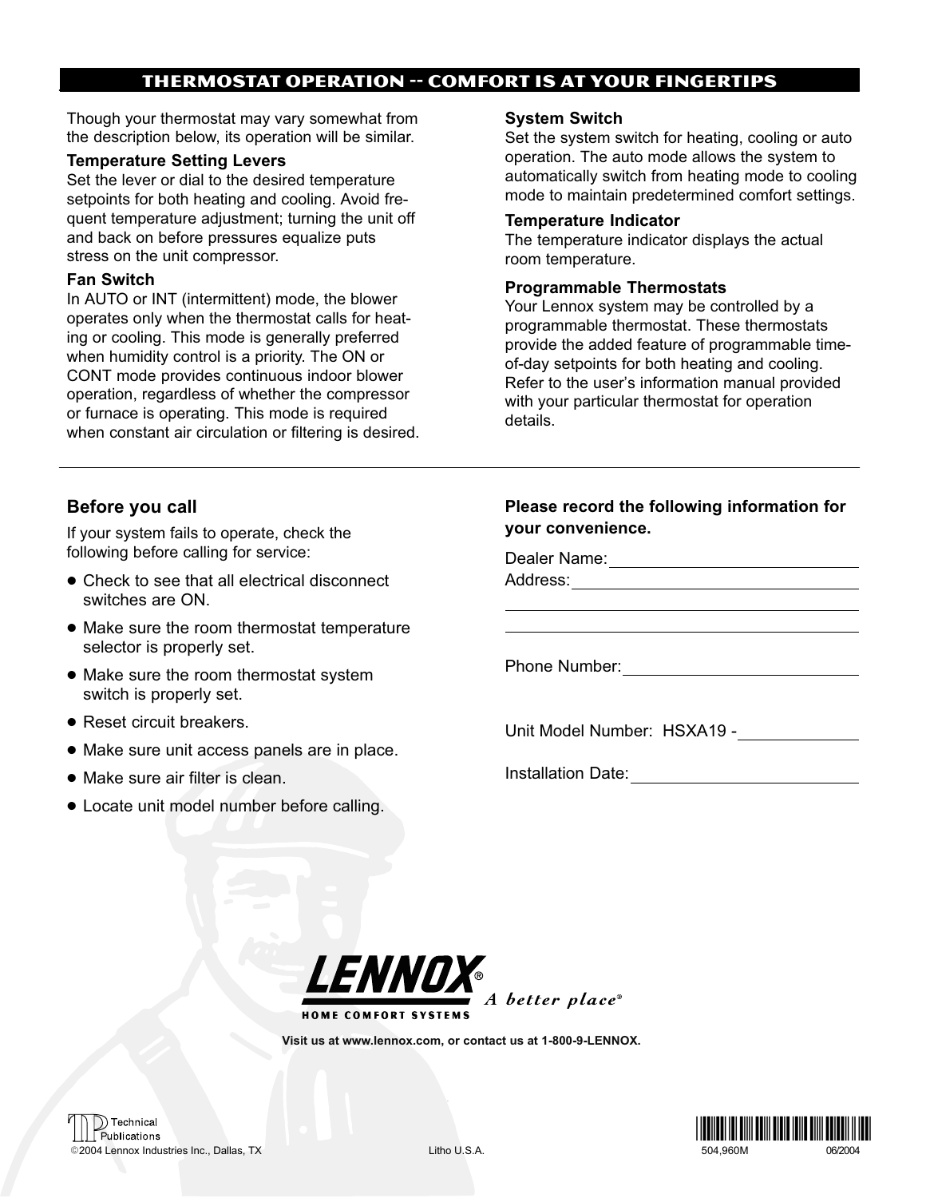## THERMOSTAT OPERATION -- COMFORT IS AT YOUR FINGERTIPS

Though your thermostat may vary somewhat from the description below, its operation will be similar.

**Temperature Setting Levers**
Set the lever or dial to the desired temperature setpoints for both heating and cooling. Avoid frequent temperature adjustment; turning the unit off and back on before pressures equalize puts stress on the unit compressor.

**Fan Switch**
In AUTO or INT (intermittent) mode, the blower operates only when the thermostat calls for heating or cooling. This mode is generally preferred when humidity control is a priority. The ON or CONT mode provides continuous indoor blower operation, regardless of whether the compressor or furnace is operating. This mode is required when constant air circulation or filtering is desired.

**System Switch**
Set the system switch for heating, cooling or auto operation. The auto mode allows the system to automatically switch from heating mode to cooling mode to maintain predetermined comfort settings.

**Temperature Indicator**
The temperature indicator displays the actual room temperature.

**Programmable Thermostats**
Your Lennox system may be controlled by a programmable thermostat. These thermostats provide the added feature of programmable time-of-day setpoints for both heating and cooling. Refer to the user's information manual provided with your particular thermostat for operation details.

---

### Before you call

If your system fails to operate, check the following before calling for service:

- Check to see that all electrical disconnect switches are ON.
- Make sure the room thermostat temperature selector is properly set.
- Make sure the room thermostat system switch is properly set.
- Reset circuit breakers.
- Make sure unit access panels are in place.
- Make sure air filter is clean.
- Locate unit model number before calling.

**Please record the following information for your convenience.**

Dealer Name: ____________________

Address: ____________________

____________________

____________________

Phone Number: ____________________

Unit Model Number: HSXA19 - __________

Installation Date: ____________________

LENNOX® HOME COMFORT SYSTEMS *A better place®*

**Visit us at www.lennox.com, or contact us at 1-800-9-LENNOX.**

Technical Publications

©2004 Lennox Industries Inc., Dallas, TX    Litho U.S.A.    504,960M    06/2004